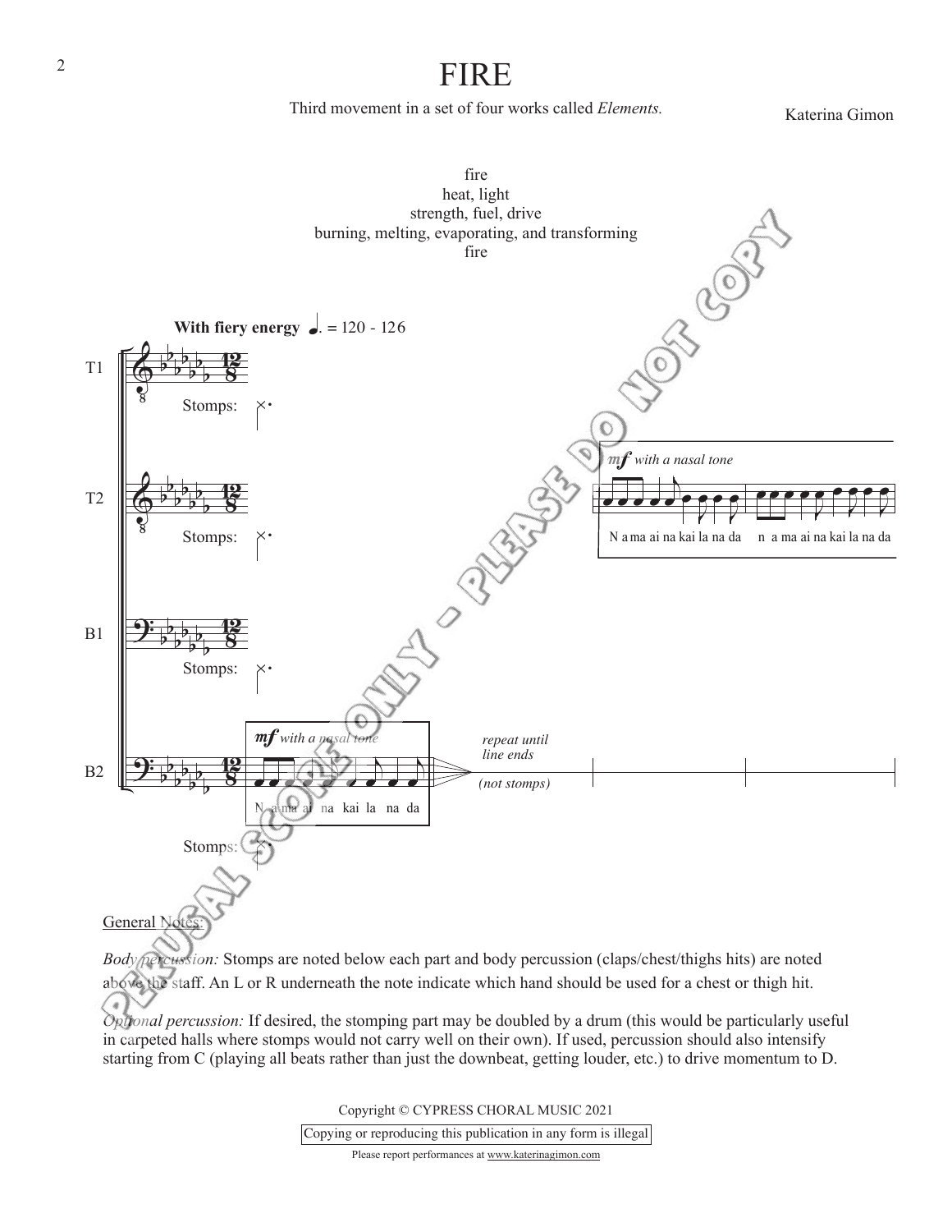# FIRE

Third movement in a set of four works called *Elements.*

Katerina Gimon

fire
heat, light
strength, fuel, drive
burning, melting, evaporating, and transforming
fire

General Notes:

*Body percussion:* Stomps are noted below each part and body percussion (claps/chest/thighs hits) are noted above the staff. An L or R underneath the note indicate which hand should be used for a chest or thigh hit.

*Optional percussion:* If desired, the stomping part may be doubled by a drum (this would be particularly useful in carpeted halls where stomps would not carry well on their own). If used, percussion should also intensify starting from C (playing all beats rather than just the downbeat, getting louder, etc.) to drive momentum to D.

Copyright © CYPRESS CHORAL MUSIC 2021

Copying or reproducing this publication in any form is illegal

Please report performances at www.katerinagimon.com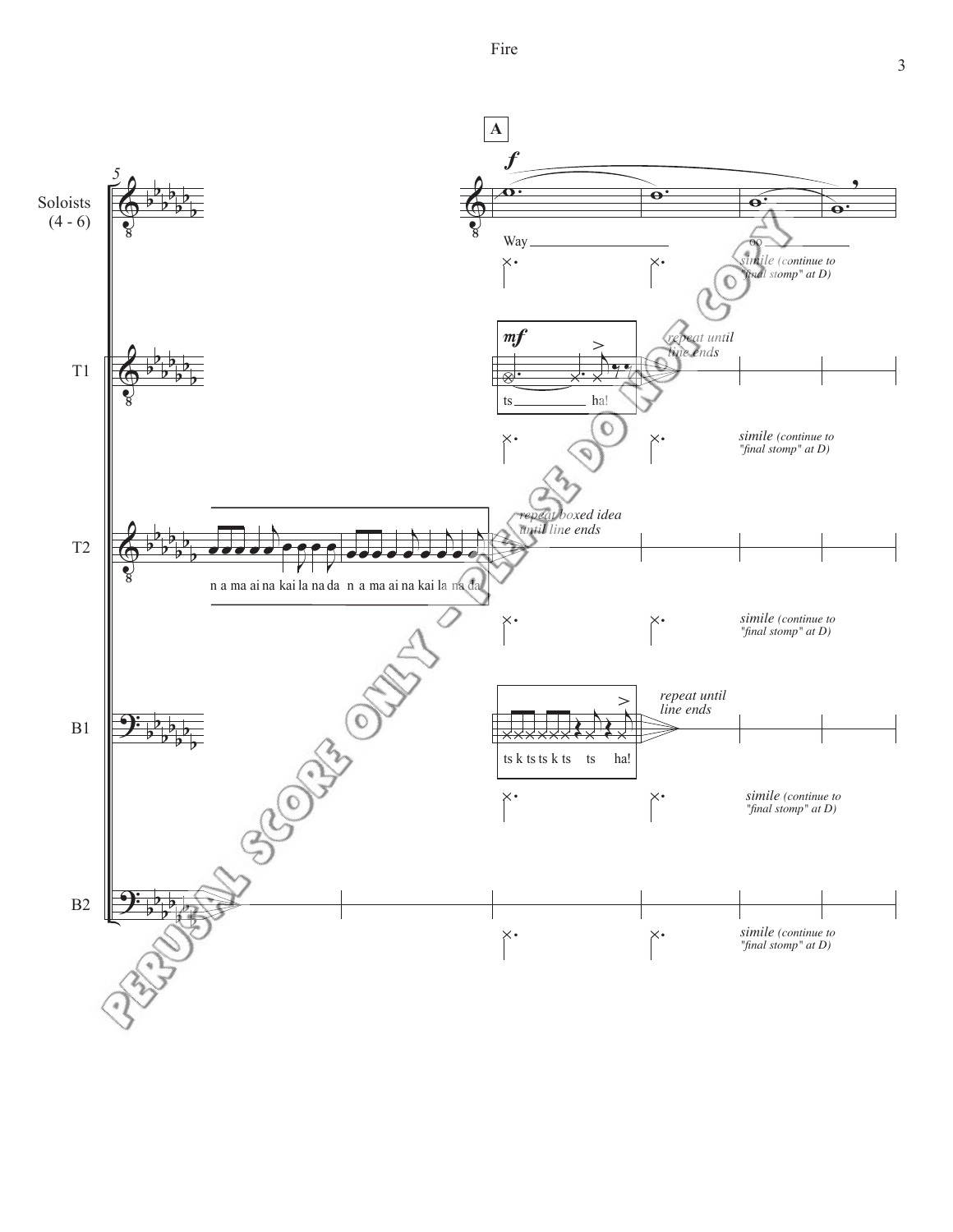**A**

Soloists (4 - 6)

*f*

Way ______ oo ______

*simile (continue to "final stomp" at D)*

T1

*mf*

ts ______ ha!

*repeat until line ends*

*simile (continue to "final stomp" at D)*

T2

n a ma ai na kai la na da n a ma ai na kai la na da

*repeat boxed idea until line ends*

*simile (continue to "final stomp" at D)*

B1

ts k ts ts k ts ts ha!

*repeat until line ends*

*simile (continue to "final stomp" at D)*

B2

*simile (continue to "final stomp" at D)*

PERUSAL SCORE ONLY - PLEASE DO NOT COPY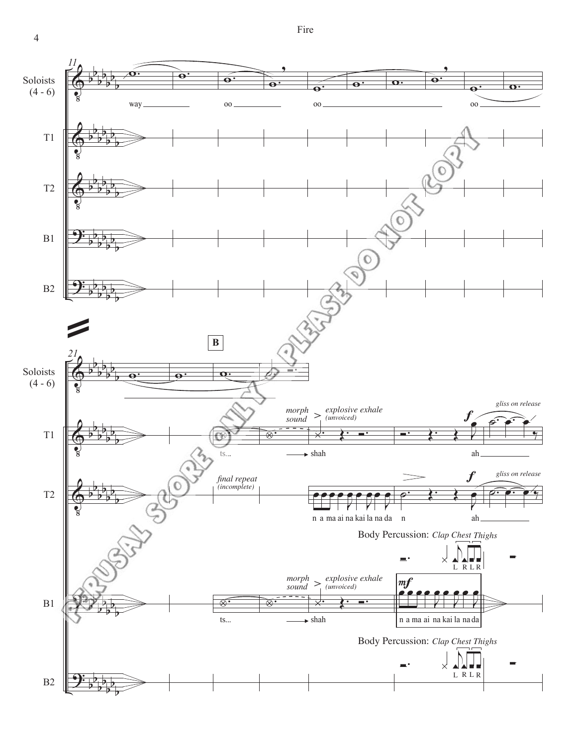Soloists (4 - 6)

T1

T2

B1

B2

11

way

oo

oo

oo

21

**B**

*morph sound*

*explosive exhale (unvoiced)*

ts...

shah

*f*

*gliss on release*

ah

*final repeat (incomplete)*

n a ma ai na kai la na da

n

*f*

*gliss on release*

ah

Body Percussion: *Clap Chest Thighs*

L R L R

*morph sound*

*explosive exhale (unvoiced)*

ts...

shah

*mf*

n a ma ai na kai la na da

Body Percussion: *Clap Chest Thighs*

L R L R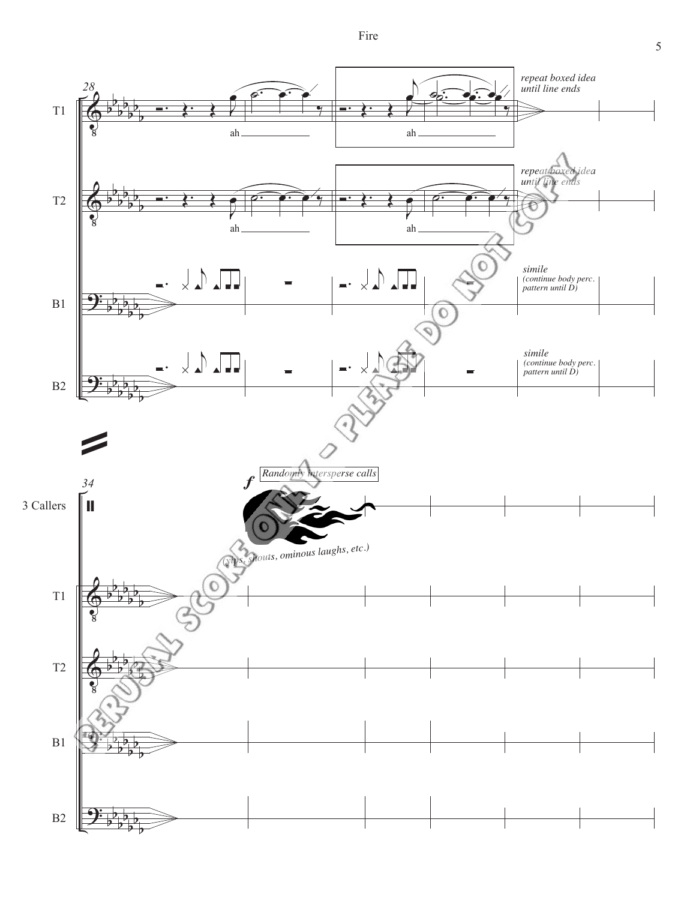28

T1 — ah — ah — *repeat boxed idea until line ends*

T2 — ah — ah — *repeat boxed idea until line ends*

B1 — *simile (continue body perc. pattern until D)*

B2 — *simile (continue body perc. pattern until D)*

34

3 Callers — *f* Randomly intersperse calls — *(yips, shouts, ominous laughs, etc.)*

T1

T2

B1

B2

PERUSAL SCORE ONLY - PLEASE DO NOT COPY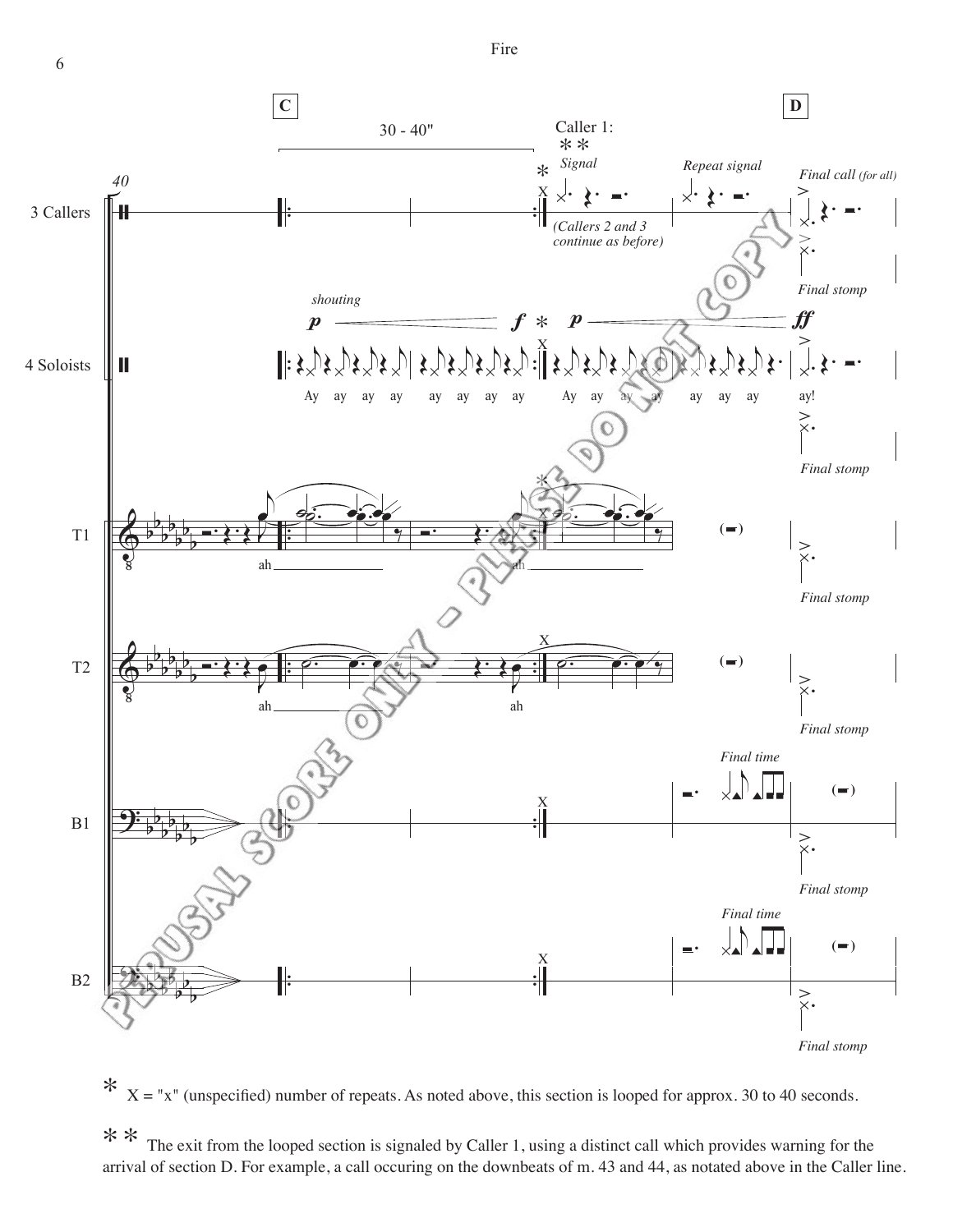\* X = "x" (unspecified) number of repeats. As noted above, this section is looped for approx. 30 to 40 seconds.

\*\* The exit from the looped section is signaled by Caller 1, using a distinct call which provides warning for the arrival of section D. For example, a call occuring on the downbeats of m. 43 and 44, as notated above in the Caller line.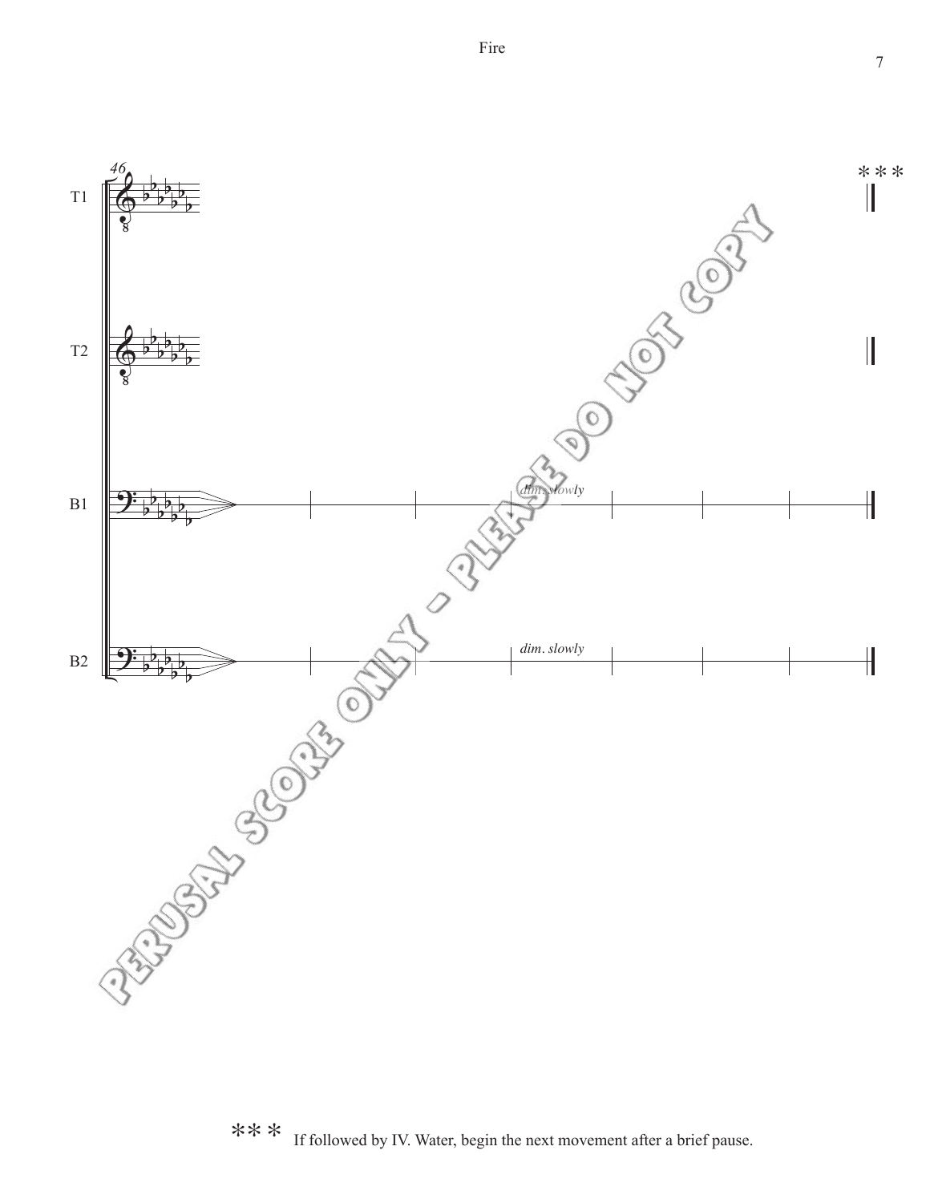*** If followed by IV. Water, begin the next movement after a brief pause.